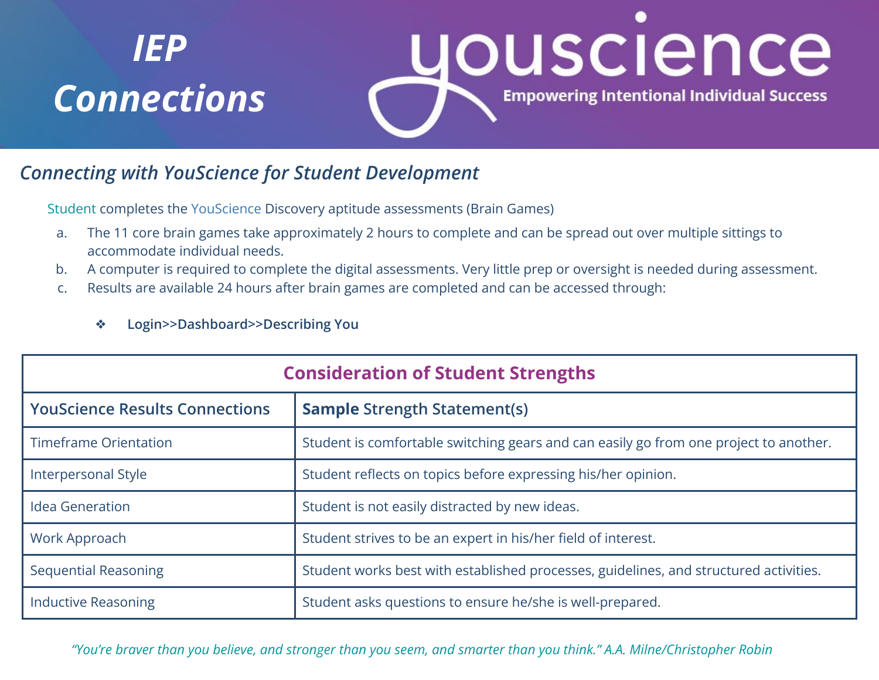# IEP Connections

**youscience**

**Empowering Intentional Individual Success**

## *Connecting with YouScience for Student Development*

Student completes the YouScience Discovery aptitude assessments (Brain Games)

a. The 11 core brain games take approximately 2 hours to complete and can be spread out over multiple sittings to accommodate individual needs.
b. A computer is required to complete the digital assessments. Very little prep or oversight is needed during assessment.
c. Results are available 24 hours after brain games are completed and can be accessed through:

- **Login>>Dashboard>>Describing You**

| Consideration of Student Strengths | |
|---|---|
| **YouScience Results Connections** | **Sample** Strength Statement(s) |
| Timeframe Orientation | Student is comfortable switching gears and can easily go from one project to another. |
| Interpersonal Style | Student reflects on topics before expressing his/her opinion. |
| Idea Generation | Student is not easily distracted by new ideas. |
| Work Approach | Student strives to be an expert in his/her field of interest. |
| Sequential Reasoning | Student works best with established processes, guidelines, and structured activities. |
| Inductive Reasoning | Student asks questions to ensure he/she is well-prepared. |

*"You're braver than you believe, and stronger than you seem, and smarter than you think." A.A. Milne/Christopher Robin*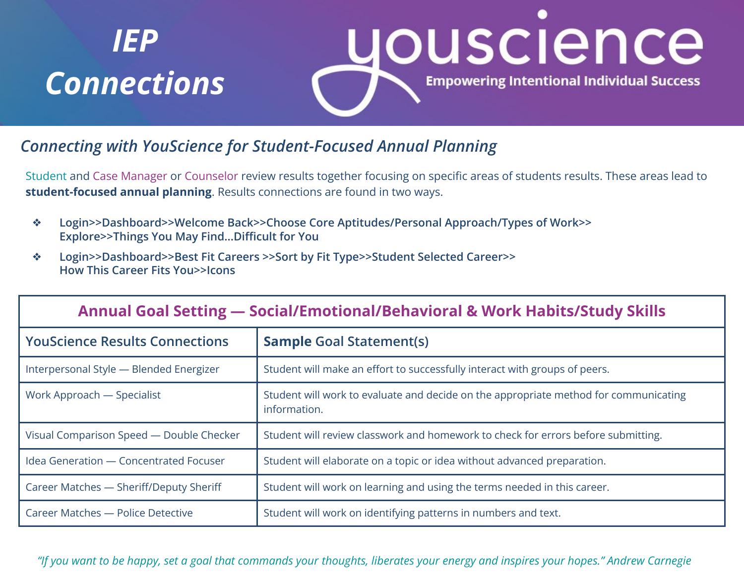# IEP Connections

**youscience**
**Empowering Intentional Individual Success**

## *Connecting with YouScience for Student-Focused Annual Planning*

Student and Case Manager or Counselor review results together focusing on specific areas of students results. These areas lead to **student-focused annual planning**. Results connections are found in two ways.

- **Login>>Dashboard>>Welcome Back>>Choose Core Aptitudes/Personal Approach/Types of Work>> Explore>>Things You May Find...Difficult for You**
- **Login>>Dashboard>>Best Fit Careers >>Sort by Fit Type>>Student Selected Career>> How This Career Fits You>>Icons**

| Annual Goal Setting — Social/Emotional/Behavioral & Work Habits/Study Skills | |
|---|---|
| YouScience Results Connections | **Sample** Goal Statement(s) |
| Interpersonal Style — Blended Energizer | Student will make an effort to successfully interact with groups of peers. |
| Work Approach — Specialist | Student will work to evaluate and decide on the appropriate method for communicating information. |
| Visual Comparison Speed — Double Checker | Student will review classwork and homework to check for errors before submitting. |
| Idea Generation — Concentrated Focuser | Student will elaborate on a topic or idea without advanced preparation. |
| Career Matches — Sheriff/Deputy Sheriff | Student will work on learning and using the terms needed in this career. |
| Career Matches — Police Detective | Student will work on identifying patterns in numbers and text. |

*"If you want to be happy, set a goal that commands your thoughts, liberates your energy and inspires your hopes." Andrew Carnegie*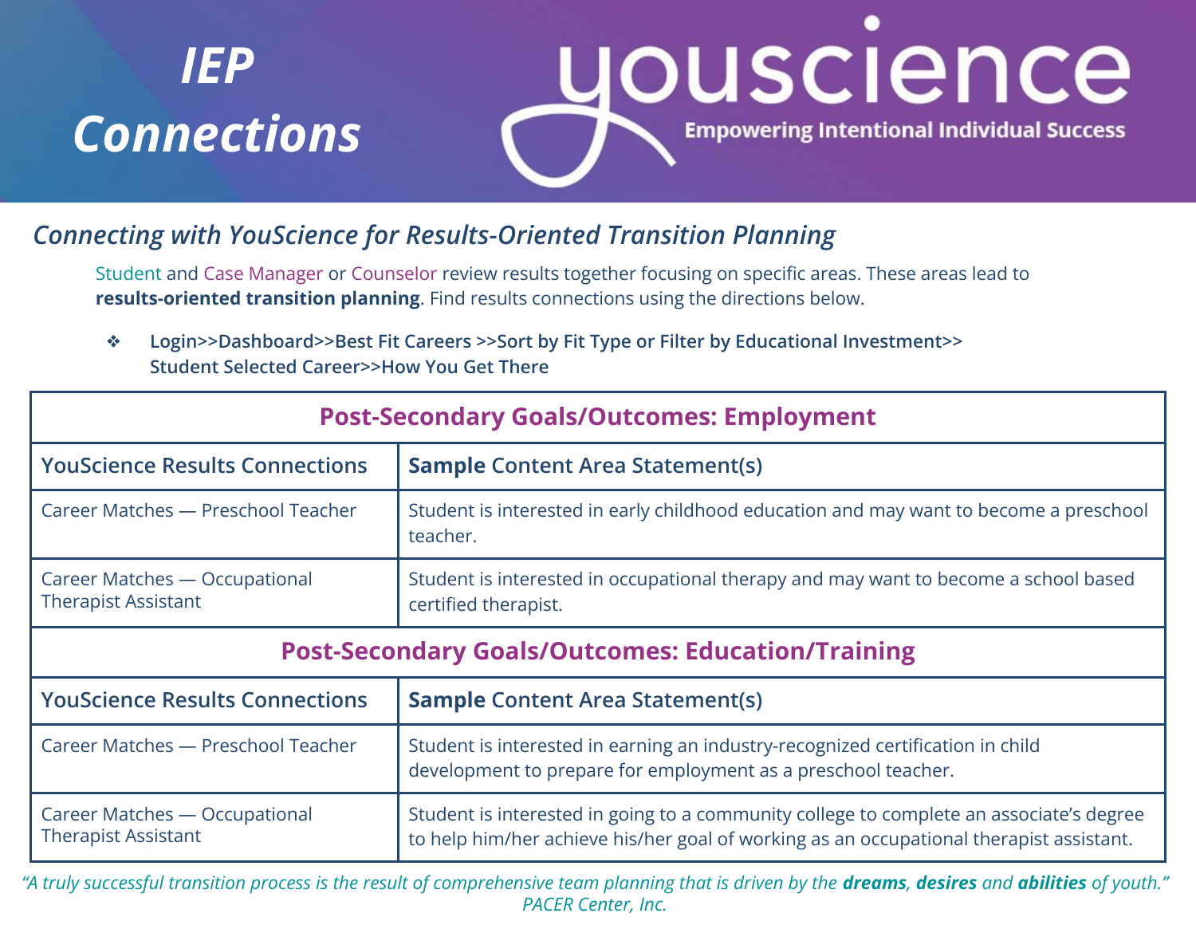# *IEP Connections*

yoUscience

**Empowering Intentional Individual Success**

## *Connecting with YouScience for Results-Oriented Transition Planning*

Student and Case Manager or Counselor review results together focusing on specific areas. These areas lead to **results-oriented transition planning**. Find results connections using the directions below.

- **Login>>Dashboard>>Best Fit Careers >>Sort by Fit Type or Filter by Educational Investment>> Student Selected Career>>How You Get There**

| **Post-Secondary Goals/Outcomes: Employment** | |
|---|---|
| YouScience Results Connections | **Sample** Content Area Statement(s) |
| Career Matches — Preschool Teacher | Student is interested in early childhood education and may want to become a preschool teacher. |
| Career Matches — Occupational Therapist Assistant | Student is interested in occupational therapy and may want to become a school based certified therapist. |
| **Post-Secondary Goals/Outcomes: Education/Training** | |
| YouScience Results Connections | **Sample** Content Area Statement(s) |
| Career Matches — Preschool Teacher | Student is interested in earning an industry-recognized certification in child development to prepare for employment as a preschool teacher. |
| Career Matches — Occupational Therapist Assistant | Student is interested in going to a community college to complete an associate's degree to help him/her achieve his/her goal of working as an occupational therapist assistant. |

*"A truly successful transition process is the result of comprehensive team planning that is driven by the* ***dreams***, ***desires*** *and* ***abilities*** *of youth." PACER Center, Inc.*